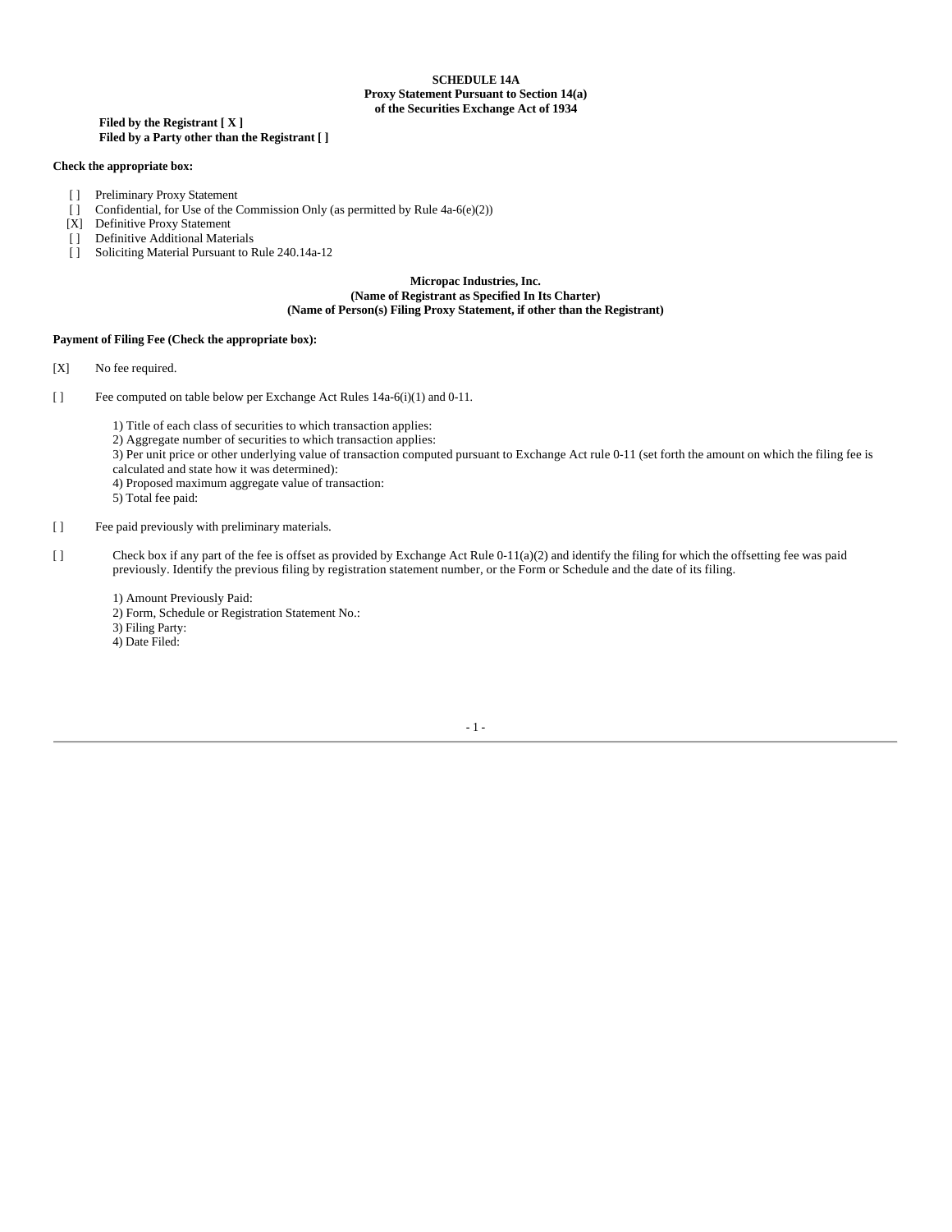**SCHEDULE 14A**
**Proxy Statement Pursuant to Section 14(a)**
**of the Securities Exchange Act of 1934**

**Filed by the Registrant [ X ]**
**Filed by a Party other than the Registrant [ ]**

**Check the appropriate box:**

[ ] Preliminary Proxy Statement
[ ] Confidential, for Use of the Commission Only (as permitted by Rule 4a-6(e)(2))
[X] Definitive Proxy Statement
[ ] Definitive Additional Materials
[ ] Soliciting Material Pursuant to Rule 240.14a-12

**Micropac Industries, Inc.**
**(Name of Registrant as Specified In Its Charter)**
**(Name of Person(s) Filing Proxy Statement, if other than the Registrant)**

**Payment of Filing Fee (Check the appropriate box):**

[X] No fee required.

[ ] Fee computed on table below per Exchange Act Rules 14a-6(i)(1) and 0-11.

1) Title of each class of securities to which transaction applies:
2) Aggregate number of securities to which transaction applies:
3) Per unit price or other underlying value of transaction computed pursuant to Exchange Act rule 0-11 (set forth the amount on which the filing fee is calculated and state how it was determined):
4) Proposed maximum aggregate value of transaction:
5) Total fee paid:

[ ] Fee paid previously with preliminary materials.

[ ] Check box if any part of the fee is offset as provided by Exchange Act Rule 0-11(a)(2) and identify the filing for which the offsetting fee was paid previously. Identify the previous filing by registration statement number, or the Form or Schedule and the date of its filing.

1) Amount Previously Paid:
2) Form, Schedule or Registration Statement No.:
3) Filing Party:
4) Date Filed: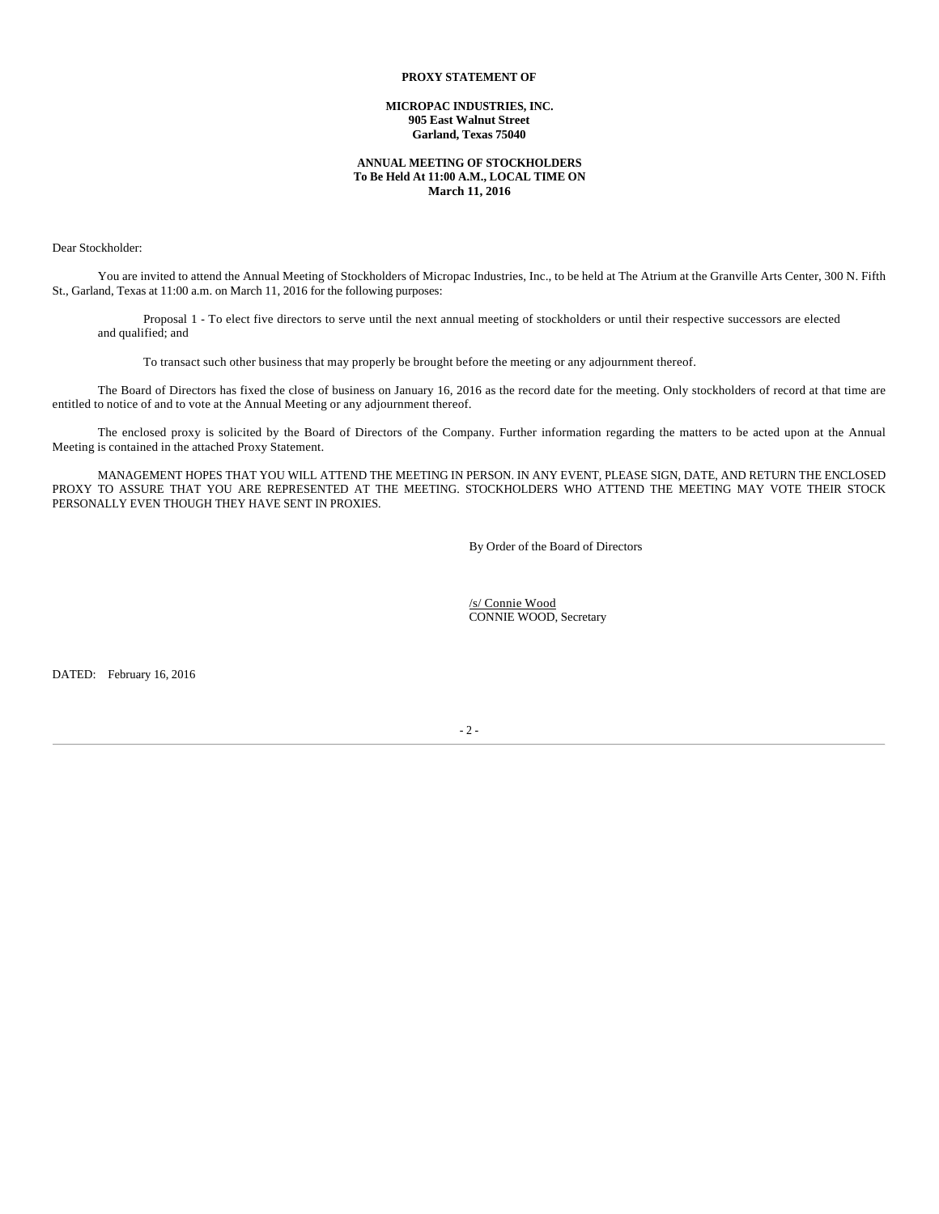**PROXY STATEMENT OF**

**MICROPAC INDUSTRIES, INC.**
**905 East Walnut Street**
**Garland, Texas 75040**

**ANNUAL MEETING OF STOCKHOLDERS**
**To Be Held At 11:00 A.M., LOCAL TIME ON**
**March 11, 2016**

Dear Stockholder:

You are invited to attend the Annual Meeting of Stockholders of Micropac Industries, Inc., to be held at The Atrium at the Granville Arts Center, 300 N. Fifth St., Garland, Texas at 11:00 a.m. on March 11, 2016 for the following purposes:

Proposal 1 - To elect five directors to serve until the next annual meeting of stockholders or until their respective successors are elected and qualified; and

To transact such other business that may properly be brought before the meeting or any adjournment thereof.

The Board of Directors has fixed the close of business on January 16, 2016 as the record date for the meeting. Only stockholders of record at that time are entitled to notice of and to vote at the Annual Meeting or any adjournment thereof.

The enclosed proxy is solicited by the Board of Directors of the Company. Further information regarding the matters to be acted upon at the Annual Meeting is contained in the attached Proxy Statement.

MANAGEMENT HOPES THAT YOU WILL ATTEND THE MEETING IN PERSON. IN ANY EVENT, PLEASE SIGN, DATE, AND RETURN THE ENCLOSED PROXY TO ASSURE THAT YOU ARE REPRESENTED AT THE MEETING. STOCKHOLDERS WHO ATTEND THE MEETING MAY VOTE THEIR STOCK PERSONALLY EVEN THOUGH THEY HAVE SENT IN PROXIES.

By Order of the Board of Directors

/s/ Connie Wood
CONNIE WOOD, Secretary

DATED: February 16, 2016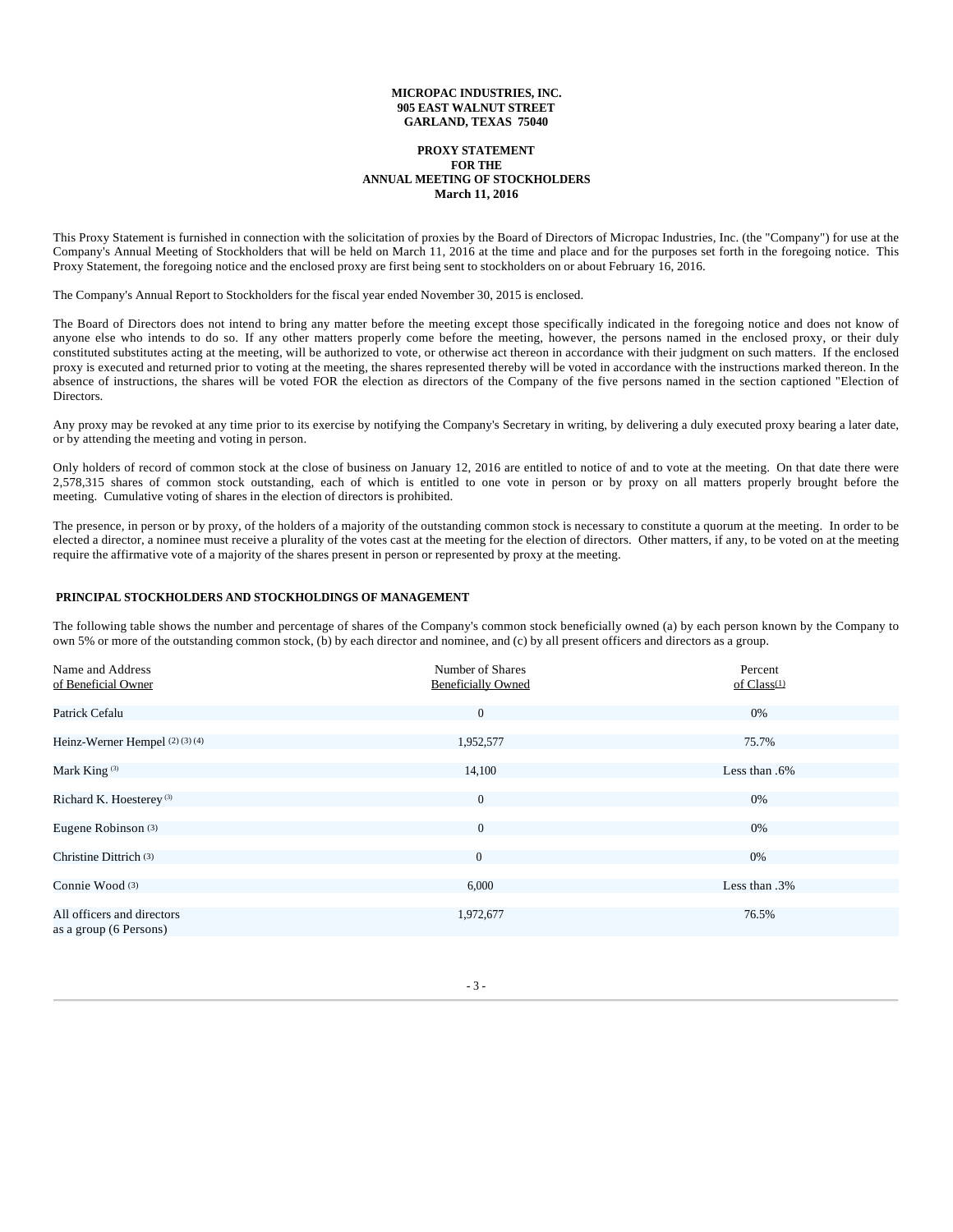**MICROPAC INDUSTRIES, INC.**
**905 EAST WALNUT STREET**
**GARLAND, TEXAS 75040**

**PROXY STATEMENT**
**FOR THE**
**ANNUAL MEETING OF STOCKHOLDERS**
**March 11, 2016**

This Proxy Statement is furnished in connection with the solicitation of proxies by the Board of Directors of Micropac Industries, Inc. (the "Company") for use at the Company's Annual Meeting of Stockholders that will be held on March 11, 2016 at the time and place and for the purposes set forth in the foregoing notice. This Proxy Statement, the foregoing notice and the enclosed proxy are first being sent to stockholders on or about February 16, 2016.

The Company's Annual Report to Stockholders for the fiscal year ended November 30, 2015 is enclosed.

The Board of Directors does not intend to bring any matter before the meeting except those specifically indicated in the foregoing notice and does not know of anyone else who intends to do so. If any other matters properly come before the meeting, however, the persons named in the enclosed proxy, or their duly constituted substitutes acting at the meeting, will be authorized to vote, or otherwise act thereon in accordance with their judgment on such matters. If the enclosed proxy is executed and returned prior to voting at the meeting, the shares represented thereby will be voted in accordance with the instructions marked thereon. In the absence of instructions, the shares will be voted FOR the election as directors of the Company of the five persons named in the section captioned "Election of Directors.

Any proxy may be revoked at any time prior to its exercise by notifying the Company's Secretary in writing, by delivering a duly executed proxy bearing a later date, or by attending the meeting and voting in person.

Only holders of record of common stock at the close of business on January 12, 2016 are entitled to notice of and to vote at the meeting. On that date there were 2,578,315 shares of common stock outstanding, each of which is entitled to one vote in person or by proxy on all matters properly brought before the meeting. Cumulative voting of shares in the election of directors is prohibited.

The presence, in person or by proxy, of the holders of a majority of the outstanding common stock is necessary to constitute a quorum at the meeting. In order to be elected a director, a nominee must receive a plurality of the votes cast at the meeting for the election of directors. Other matters, if any, to be voted on at the meeting require the affirmative vote of a majority of the shares present in person or represented by proxy at the meeting.

**PRINCIPAL STOCKHOLDERS AND STOCKHOLDINGS OF MANAGEMENT**

The following table shows the number and percentage of shares of the Company's common stock beneficially owned (a) by each person known by the Company to own 5% or more of the outstanding common stock, (b) by each director and nominee, and (c) by all present officers and directors as a group.

| Name and Address of Beneficial Owner | Number of Shares Beneficially Owned | Percent of Class[1] |
|---|---|---|
| Patrick Cefalu | 0 | 0% |
| Heinz-Werner Hempel [2] [3] [4] | 1,952,577 | 75.7% |
| Mark King [3] | 14,100 | Less than .6% |
| Richard K. Hoesterey [3] | 0 | 0% |
| Eugene Robinson [3] | 0 | 0% |
| Christine Dittrich [3] | 0 | 0% |
| Connie Wood [3] | 6,000 | Less than .3% |
| All officers and directors as a group (6 Persons) | 1,972,677 | 76.5% |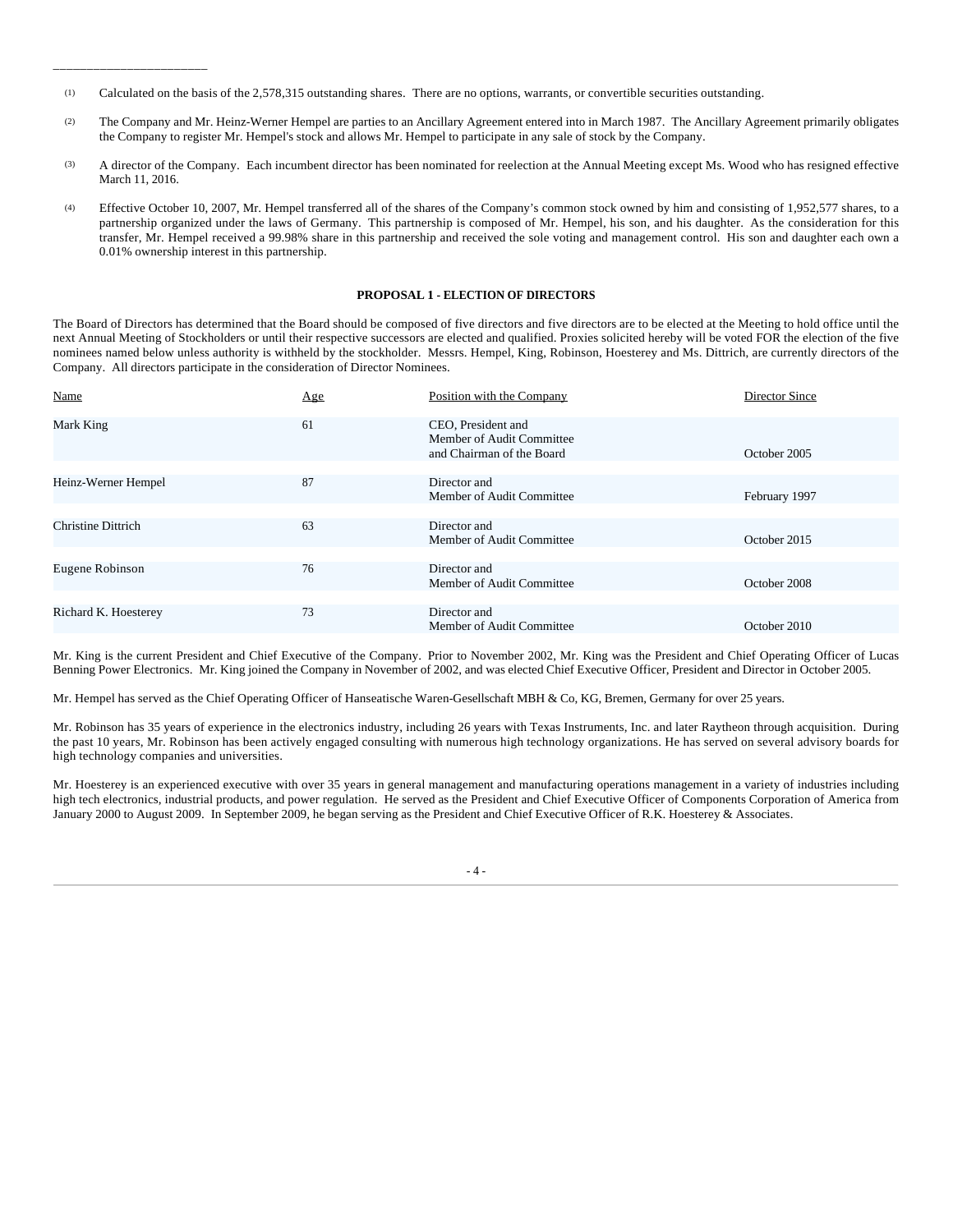---

(1) Calculated on the basis of the 2,578,315 outstanding shares. There are no options, warrants, or convertible securities outstanding.

(2) The Company and Mr. Heinz-Werner Hempel are parties to an Ancillary Agreement entered into in March 1987. The Ancillary Agreement primarily obligates the Company to register Mr. Hempel's stock and allows Mr. Hempel to participate in any sale of stock by the Company.

(3) A director of the Company. Each incumbent director has been nominated for reelection at the Annual Meeting except Ms. Wood who has resigned effective March 11, 2016.

(4) Effective October 10, 2007, Mr. Hempel transferred all of the shares of the Company's common stock owned by him and consisting of 1,952,577 shares, to a partnership organized under the laws of Germany. This partnership is composed of Mr. Hempel, his son, and his daughter. As the consideration for this transfer, Mr. Hempel received a 99.98% share in this partnership and received the sole voting and management control. His son and daughter each own a 0.01% ownership interest in this partnership.

**PROPOSAL 1 - ELECTION OF DIRECTORS**

The Board of Directors has determined that the Board should be composed of five directors and five directors are to be elected at the Meeting to hold office until the next Annual Meeting of Stockholders or until their respective successors are elected and qualified. Proxies solicited hereby will be voted FOR the election of the five nominees named below unless authority is withheld by the stockholder. Messrs. Hempel, King, Robinson, Hoesterey and Ms. Dittrich, are currently directors of the Company. All directors participate in the consideration of Director Nominees.

| Name | Age | Position with the Company | Director Since |
|---|---|---|---|
| Mark King | 61 | CEO, President and Member of Audit Committee and Chairman of the Board | October 2005 |
| Heinz-Werner Hempel | 87 | Director and Member of Audit Committee | February 1997 |
| Christine Dittrich | 63 | Director and Member of Audit Committee | October 2015 |
| Eugene Robinson | 76 | Director and Member of Audit Committee | October 2008 |
| Richard K. Hoesterey | 73 | Director and Member of Audit Committee | October 2010 |

Mr. King is the current President and Chief Executive of the Company. Prior to November 2002, Mr. King was the President and Chief Operating Officer of Lucas Benning Power Electronics. Mr. King joined the Company in November of 2002, and was elected Chief Executive Officer, President and Director in October 2005.

Mr. Hempel has served as the Chief Operating Officer of Hanseatische Waren-Gesellschaft MBH & Co, KG, Bremen, Germany for over 25 years.

Mr. Robinson has 35 years of experience in the electronics industry, including 26 years with Texas Instruments, Inc. and later Raytheon through acquisition. During the past 10 years, Mr. Robinson has been actively engaged consulting with numerous high technology organizations. He has served on several advisory boards for high technology companies and universities.

Mr. Hoesterey is an experienced executive with over 35 years in general management and manufacturing operations management in a variety of industries including high tech electronics, industrial products, and power regulation. He served as the President and Chief Executive Officer of Components Corporation of America from January 2000 to August 2009. In September 2009, he began serving as the President and Chief Executive Officer of R.K. Hoesterey & Associates.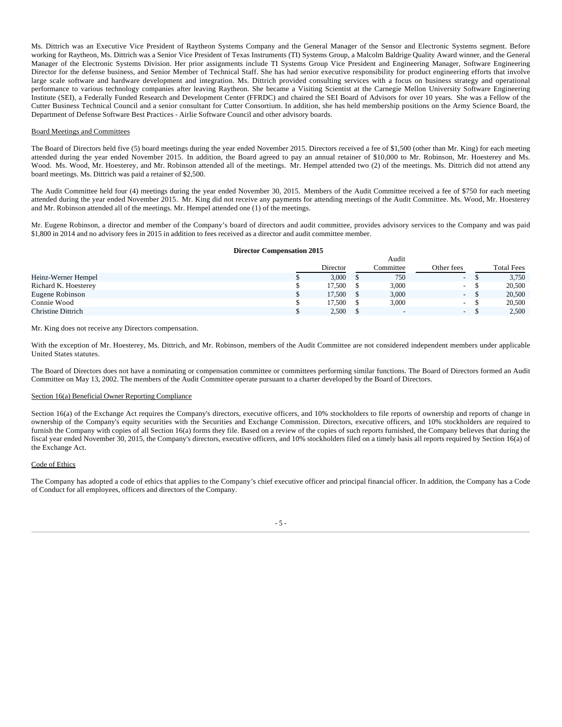Ms. Dittrich was an Executive Vice President of Raytheon Systems Company and the General Manager of the Sensor and Electronic Systems segment. Before working for Raytheon, Ms. Dittrich was a Senior Vice President of Texas Instruments (TI) Systems Group, a Malcolm Baldrige Quality Award winner, and the General Manager of the Electronic Systems Division. Her prior assignments include TI Systems Group Vice President and Engineering Manager, Software Engineering Director for the defense business, and Senior Member of Technical Staff. She has had senior executive responsibility for product engineering efforts that involve large scale software and hardware development and integration. Ms. Dittrich provided consulting services with a focus on business strategy and operational performance to various technology companies after leaving Raytheon. She became a Visiting Scientist at the Carnegie Mellon University Software Engineering Institute (SEI), a Federally Funded Research and Development Center (FFRDC) and chaired the SEI Board of Advisors for over 10 years. She was a Fellow of the Cutter Business Technical Council and a senior consultant for Cutter Consortium. In addition, she has held membership positions on the Army Science Board, the Department of Defense Software Best Practices - Airlie Software Council and other advisory boards.

Board Meetings and Committees

The Board of Directors held five (5) board meetings during the year ended November 2015. Directors received a fee of $1,500 (other than Mr. King) for each meeting attended during the year ended November 2015. In addition, the Board agreed to pay an annual retainer of $10,000 to Mr. Robinson, Mr. Hoesterey and Ms. Wood. Ms. Wood, Mr. Hoesterey, and Mr. Robinson attended all of the meetings. Mr. Hempel attended two (2) of the meetings. Ms. Dittrich did not attend any board meetings. Ms. Dittrich was paid a retainer of $2,500.

The Audit Committee held four (4) meetings during the year ended November 30, 2015. Members of the Audit Committee received a fee of $750 for each meeting attended during the year ended November 2015. Mr. King did not receive any payments for attending meetings of the Audit Committee. Ms. Wood, Mr. Hoesterey and Mr. Robinson attended all of the meetings. Mr. Hempel attended one (1) of the meetings.

Mr. Eugene Robinson, a director and member of the Company's board of directors and audit committee, provides advisory services to the Company and was paid $1,800 in 2014 and no advisory fees in 2015 in addition to fees received as a director and audit committee member.

**Director Compensation 2015**

| | Director | Audit Committee | Other fees | Total Fees |
|---|---|---|---|---|
| Heinz-Werner Hempel | $ 3,000 | $ 750 | - | $ 3,750 |
| Richard K. Hoesterey | $ 17,500 | $ 3,000 | - | $ 20,500 |
| Eugene Robinson | $ 17,500 | $ 3,000 | - | $ 20,500 |
| Connie Wood | $ 17,500 | $ 3,000 | - | $ 20,500 |
| Christine Dittrich | $ 2,500 | $ - | - | $ 2,500 |

Mr. King does not receive any Directors compensation.

With the exception of Mr. Hoesterey, Ms. Dittrich, and Mr. Robinson, members of the Audit Committee are not considered independent members under applicable United States statutes.

The Board of Directors does not have a nominating or compensation committee or committees performing similar functions. The Board of Directors formed an Audit Committee on May 13, 2002. The members of the Audit Committee operate pursuant to a charter developed by the Board of Directors.

Section 16(a) Beneficial Owner Reporting Compliance

Section 16(a) of the Exchange Act requires the Company's directors, executive officers, and 10% stockholders to file reports of ownership and reports of change in ownership of the Company's equity securities with the Securities and Exchange Commission. Directors, executive officers, and 10% stockholders are required to furnish the Company with copies of all Section 16(a) forms they file. Based on a review of the copies of such reports furnished, the Company believes that during the fiscal year ended November 30, 2015, the Company's directors, executive officers, and 10% stockholders filed on a timely basis all reports required by Section 16(a) of the Exchange Act.

Code of Ethics

The Company has adopted a code of ethics that applies to the Company's chief executive officer and principal financial officer. In addition, the Company has a Code of Conduct for all employees, officers and directors of the Company.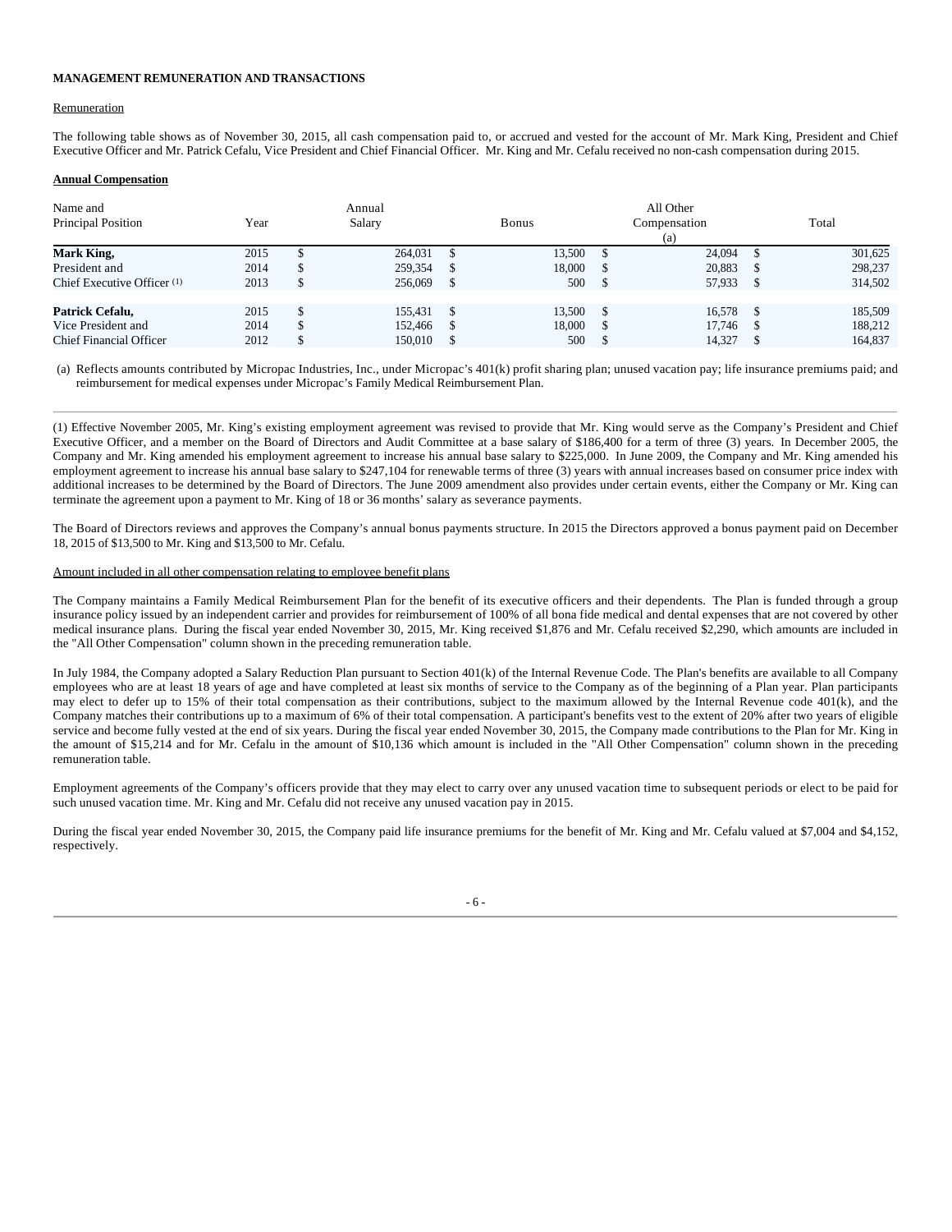**MANAGEMENT REMUNERATION AND TRANSACTIONS**

Remuneration

The following table shows as of November 30, 2015, all cash compensation paid to, or accrued and vested for the account of Mr. Mark King, President and Chief Executive Officer and Mr. Patrick Cefalu, Vice President and Chief Financial Officer. Mr. King and Mr. Cefalu received no non-cash compensation during 2015.

**Annual Compensation**

| Name and Principal Position | Year | Annual Salary | Bonus | All Other Compensation (a) | Total |
|---|---|---|---|---|---|
| **Mark King,** | 2015 | $ 264,031 | $ 13,500 | $ 24,094 | $ 301,625 |
| President and | 2014 | $ 259,354 | $ 18,000 | $ 20,883 | $ 298,237 |
| Chief Executive Officer (1) | 2013 | $ 256,069 | $ 500 | $ 57,933 | $ 314,502 |
| | | | | | |
| **Patrick Cefalu,** | 2015 | $ 155,431 | $ 13,500 | $ 16,578 | $ 185,509 |
| Vice President and | 2014 | $ 152,466 | $ 18,000 | $ 17,746 | $ 188,212 |
| Chief Financial Officer | 2012 | $ 150,010 | $ 500 | $ 14,327 | $ 164,837 |

(a) Reflects amounts contributed by Micropac Industries, Inc., under Micropac's 401(k) profit sharing plan; unused vacation pay; life insurance premiums paid; and reimbursement for medical expenses under Micropac's Family Medical Reimbursement Plan.

---

(1) Effective November 2005, Mr. King's existing employment agreement was revised to provide that Mr. King would serve as the Company's President and Chief Executive Officer, and a member on the Board of Directors and Audit Committee at a base salary of $186,400 for a term of three (3) years. In December 2005, the Company and Mr. King amended his employment agreement to increase his annual base salary to $225,000. In June 2009, the Company and Mr. King amended his employment agreement to increase his annual base salary to $247,104 for renewable terms of three (3) years with annual increases based on consumer price index with additional increases to be determined by the Board of Directors. The June 2009 amendment also provides under certain events, either the Company or Mr. King can terminate the agreement upon a payment to Mr. King of 18 or 36 months' salary as severance payments.

The Board of Directors reviews and approves the Company's annual bonus payments structure. In 2015 the Directors approved a bonus payment paid on December 18, 2015 of $13,500 to Mr. King and $13,500 to Mr. Cefalu.

Amount included in all other compensation relating to employee benefit plans

The Company maintains a Family Medical Reimbursement Plan for the benefit of its executive officers and their dependents. The Plan is funded through a group insurance policy issued by an independent carrier and provides for reimbursement of 100% of all bona fide medical and dental expenses that are not covered by other medical insurance plans. During the fiscal year ended November 30, 2015, Mr. King received $1,876 and Mr. Cefalu received $2,290, which amounts are included in the "All Other Compensation" column shown in the preceding remuneration table.

In July 1984, the Company adopted a Salary Reduction Plan pursuant to Section 401(k) of the Internal Revenue Code. The Plan's benefits are available to all Company employees who are at least 18 years of age and have completed at least six months of service to the Company as of the beginning of a Plan year. Plan participants may elect to defer up to 15% of their total compensation as their contributions, subject to the maximum allowed by the Internal Revenue code 401(k), and the Company matches their contributions up to a maximum of 6% of their total compensation. A participant's benefits vest to the extent of 20% after two years of eligible service and become fully vested at the end of six years. During the fiscal year ended November 30, 2015, the Company made contributions to the Plan for Mr. King in the amount of $15,214 and for Mr. Cefalu in the amount of $10,136 which amount is included in the "All Other Compensation" column shown in the preceding remuneration table.

Employment agreements of the Company's officers provide that they may elect to carry over any unused vacation time to subsequent periods or elect to be paid for such unused vacation time. Mr. King and Mr. Cefalu did not receive any unused vacation pay in 2015.

During the fiscal year ended November 30, 2015, the Company paid life insurance premiums for the benefit of Mr. King and Mr. Cefalu valued at $7,004 and $4,152, respectively.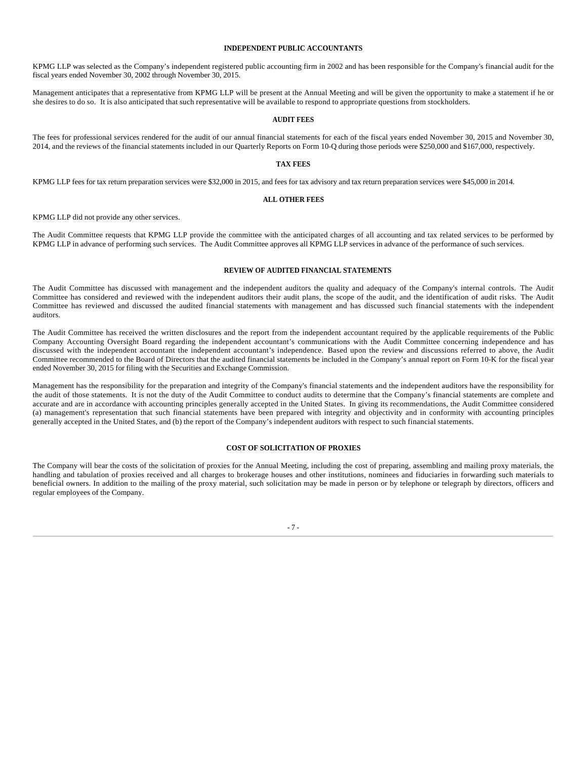## INDEPENDENT PUBLIC ACCOUNTANTS

KPMG LLP was selected as the Company's independent registered public accounting firm in 2002 and has been responsible for the Company's financial audit for the fiscal years ended November 30, 2002 through November 30, 2015.

Management anticipates that a representative from KPMG LLP will be present at the Annual Meeting and will be given the opportunity to make a statement if he or she desires to do so. It is also anticipated that such representative will be available to respond to appropriate questions from stockholders.

## AUDIT FEES

The fees for professional services rendered for the audit of our annual financial statements for each of the fiscal years ended November 30, 2015 and November 30, 2014, and the reviews of the financial statements included in our Quarterly Reports on Form 10-Q during those periods were $250,000 and $167,000, respectively.

## TAX FEES

KPMG LLP fees for tax return preparation services were $32,000 in 2015, and fees for tax advisory and tax return preparation services were $45,000 in 2014.

## ALL OTHER FEES

KPMG LLP did not provide any other services.

The Audit Committee requests that KPMG LLP provide the committee with the anticipated charges of all accounting and tax related services to be performed by KPMG LLP in advance of performing such services. The Audit Committee approves all KPMG LLP services in advance of the performance of such services.

## REVIEW OF AUDITED FINANCIAL STATEMENTS

The Audit Committee has discussed with management and the independent auditors the quality and adequacy of the Company's internal controls. The Audit Committee has considered and reviewed with the independent auditors their audit plans, the scope of the audit, and the identification of audit risks. The Audit Committee has reviewed and discussed the audited financial statements with management and has discussed such financial statements with the independent auditors.

The Audit Committee has received the written disclosures and the report from the independent accountant required by the applicable requirements of the Public Company Accounting Oversight Board regarding the independent accountant's communications with the Audit Committee concerning independence and has discussed with the independent accountant the independent accountant's independence. Based upon the review and discussions referred to above, the Audit Committee recommended to the Board of Directors that the audited financial statements be included in the Company's annual report on Form 10-K for the fiscal year ended November 30, 2015 for filing with the Securities and Exchange Commission.

Management has the responsibility for the preparation and integrity of the Company's financial statements and the independent auditors have the responsibility for the audit of those statements. It is not the duty of the Audit Committee to conduct audits to determine that the Company's financial statements are complete and accurate and are in accordance with accounting principles generally accepted in the United States. In giving its recommendations, the Audit Committee considered (a) management's representation that such financial statements have been prepared with integrity and objectivity and in conformity with accounting principles generally accepted in the United States, and (b) the report of the Company's independent auditors with respect to such financial statements.

## COST OF SOLICITATION OF PROXIES

The Company will bear the costs of the solicitation of proxies for the Annual Meeting, including the cost of preparing, assembling and mailing proxy materials, the handling and tabulation of proxies received and all charges to brokerage houses and other institutions, nominees and fiduciaries in forwarding such materials to beneficial owners. In addition to the mailing of the proxy material, such solicitation may be made in person or by telephone or telegraph by directors, officers and regular employees of the Company.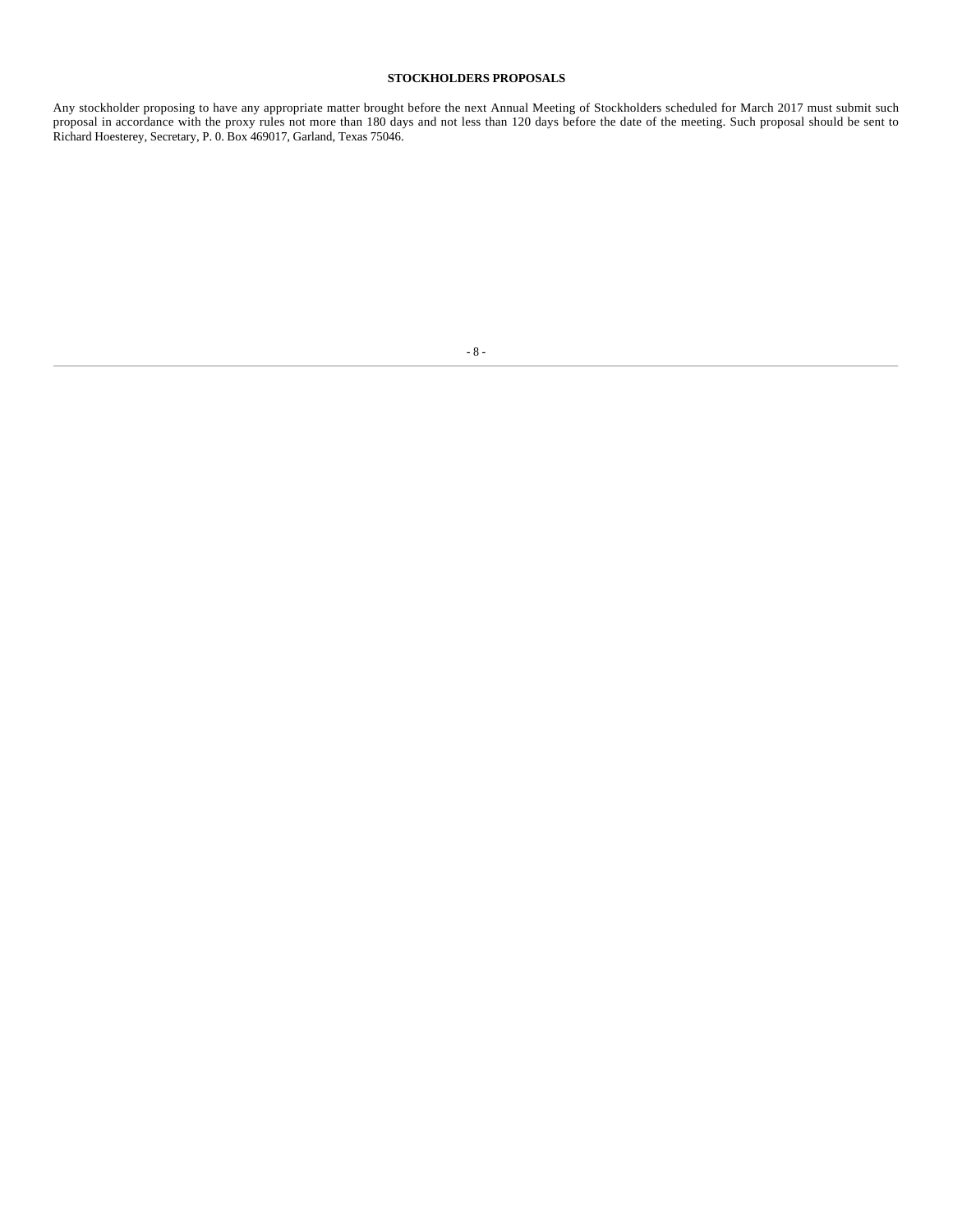**STOCKHOLDERS PROPOSALS**

Any stockholder proposing to have any appropriate matter brought before the next Annual Meeting of Stockholders scheduled for March 2017 must submit such proposal in accordance with the proxy rules not more than 180 days and not less than 120 days before the date of the meeting. Such proposal should be sent to Richard Hoesterey, Secretary, P. 0. Box 469017, Garland, Texas 75046.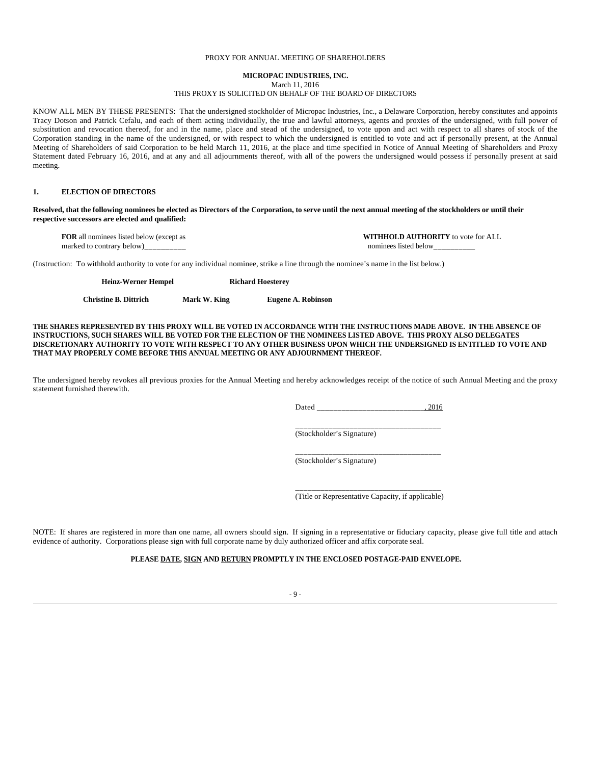PROXY FOR ANNUAL MEETING OF SHAREHOLDERS

**MICROPAC INDUSTRIES, INC.**
March 11, 2016
THIS PROXY IS SOLICITED ON BEHALF OF THE BOARD OF DIRECTORS

KNOW ALL MEN BY THESE PRESENTS: That the undersigned stockholder of Micropac Industries, Inc., a Delaware Corporation, hereby constitutes and appoints Tracy Dotson and Patrick Cefalu, and each of them acting individually, the true and lawful attorneys, agents and proxies of the undersigned, with full power of substitution and revocation thereof, for and in the name, place and stead of the undersigned, to vote upon and act with respect to all shares of stock of the Corporation standing in the name of the undersigned, or with respect to which the undersigned is entitled to vote and act if personally present, at the Annual Meeting of Shareholders of said Corporation to be held March 11, 2016, at the place and time specified in Notice of Annual Meeting of Shareholders and Proxy Statement dated February 16, 2016, and at any and all adjournments thereof, with all of the powers the undersigned would possess if personally present at said meeting.

**1. ELECTION OF DIRECTORS**

**Resolved, that the following nominees be elected as Directors of the Corporation, to serve until the next annual meeting of the stockholders or until their respective successors are elected and qualified:**

**FOR** all nominees listed below (except as marked to contrary below)__________

**WITHHOLD AUTHORITY** to vote for ALL nominees listed below__________

(Instruction: To withhold authority to vote for any individual nominee, strike a line through the nominee's name in the list below.)

**Heinz-Werner Hempel** **Richard Hoesterey**

**Christine B. Dittrich** **Mark W. King** **Eugene A. Robinson**

**THE SHARES REPRESENTED BY THIS PROXY WILL BE VOTED IN ACCORDANCE WITH THE INSTRUCTIONS MADE ABOVE. IN THE ABSENCE OF INSTRUCTIONS, SUCH SHARES WILL BE VOTED FOR THE ELECTION OF THE NOMINEES LISTED ABOVE. THIS PROXY ALSO DELEGATES DISCRETIONARY AUTHORITY TO VOTE WITH RESPECT TO ANY OTHER BUSINESS UPON WHICH THE UNDERSIGNED IS ENTITLED TO VOTE AND THAT MAY PROPERLY COME BEFORE THIS ANNUAL MEETING OR ANY ADJOURNMENT THEREOF.**

The undersigned hereby revokes all previous proxies for the Annual Meeting and hereby acknowledges receipt of the notice of such Annual Meeting and the proxy statement furnished therewith.

Dated ___________________________, 2016

_____________________________________
(Stockholder's Signature)

_____________________________________
(Stockholder's Signature)

_____________________________________
(Title or Representative Capacity, if applicable)

NOTE: If shares are registered in more than one name, all owners should sign. If signing in a representative or fiduciary capacity, please give full title and attach evidence of authority. Corporations please sign with full corporate name by duly authorized officer and affix corporate seal.

**PLEASE DATE, SIGN AND RETURN PROMPTLY IN THE ENCLOSED POSTAGE-PAID ENVELOPE.**